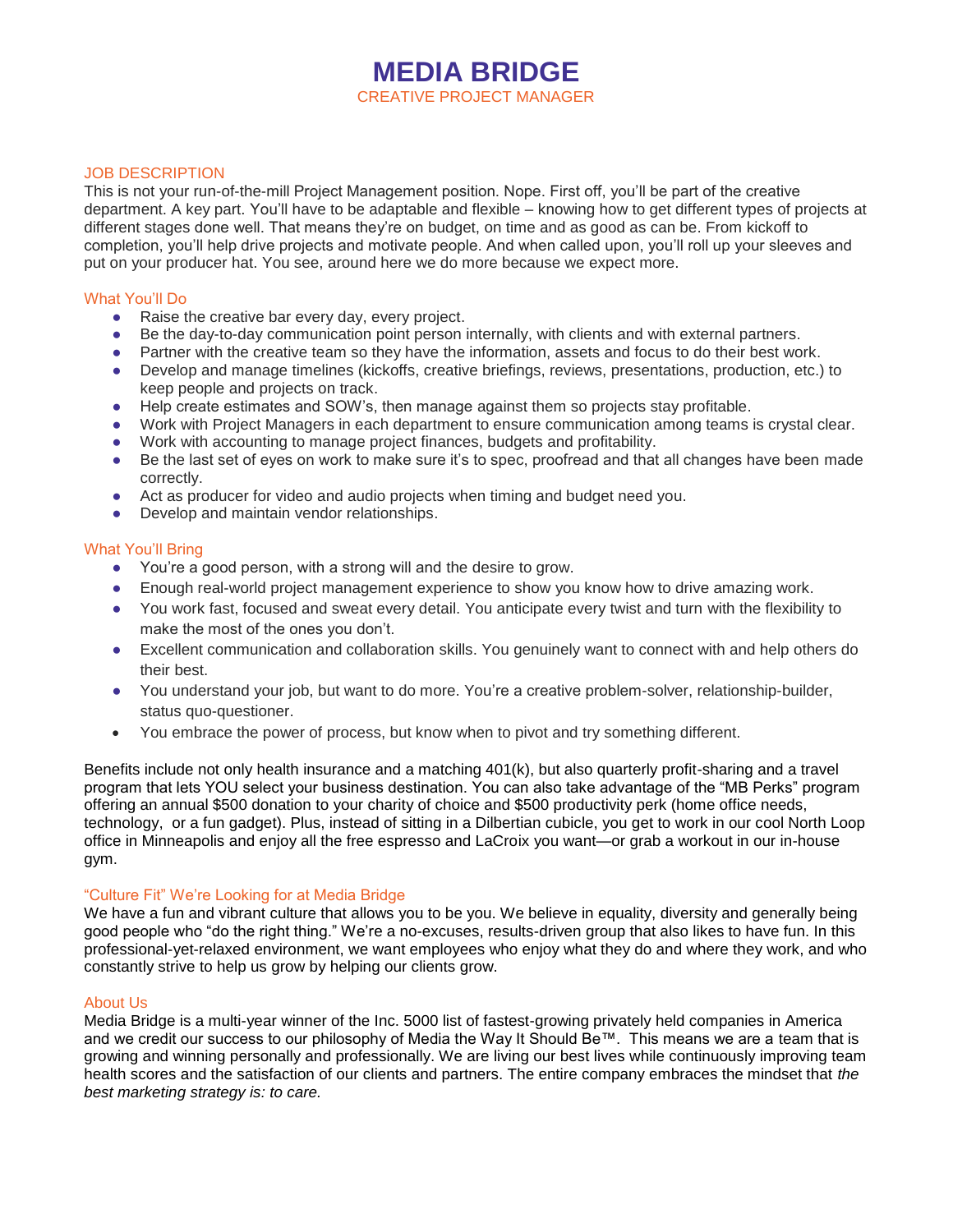# MEDIA BRIDGE

CREATIVE PROJECT MANAGER

## JOB DESCRIPTION

This is not your run-of-the-mill Project Management position. Nope. First off, you'll be part of the creative department. A key part. You'll have to be adaptable and flexible – knowing how to get different types of projects at different stages done well. That means they're on budget, on time and as good as can be. From kickoff to completion, you'll help drive projects and motivate people. And when called upon, you'll roll up your sleeves and put on your producer hat. You see, around here we do more because we expect more.

### What You'll Do

- Raise the creative bar every day, every project.
- Be the day-to-day communication point person internally, with clients and with external partners.
- Partner with the creative team so they have the information, assets and focus to do their best work.
- Develop and manage timelines (kickoffs, creative briefings, reviews, presentations, production, etc.) to keep people and projects on track.
- Help create estimates and SOW's, then manage against them so projects stay profitable.
- Work with Project Managers in each department to ensure communication among teams is crystal clear.
- Work with accounting to manage project finances, budgets and profitability.
- Be the last set of eyes on work to make sure it's to spec, proofread and that all changes have been made correctly.
- Act as producer for video and audio projects when timing and budget need you.
- Develop and maintain vendor relationships.

### What You'll Bring

- You're a good person, with a strong will and the desire to grow.
- Enough real-world project management experience to show you know how to drive amazing work.
- You work fast, focused and sweat every detail. You anticipate every twist and turn with the flexibility to make the most of the ones you don't.
- Excellent communication and collaboration skills. You genuinely want to connect with and help others do their best.
- You understand your job, but want to do more. You're a creative problem-solver, relationship-builder, status quo-questioner.
- You embrace the power of process, but know when to pivot and try something different.

Benefits include not only health insurance and a matching 401(k), but also quarterly profit-sharing and a travel program that lets YOU select your business destination. You can also take advantage of the "MB Perks" program offering an annual $500 donation to your charity of choice and $500 productivity perk (home office needs, technology, or a fun gadget). Plus, instead of sitting in a Dilbertian cubicle, you get to work in our cool North Loop office in Minneapolis and enjoy all the free espresso and LaCroix you want—or grab a workout in our in-house gym.

### "Culture Fit" We're Looking for at Media Bridge

We have a fun and vibrant culture that allows you to be you. We believe in equality, diversity and generally being good people who "do the right thing." We're a no-excuses, results-driven group that also likes to have fun. In this professional-yet-relaxed environment, we want employees who enjoy what they do and where they work, and who constantly strive to help us grow by helping our clients grow.

### About Us

Media Bridge is a multi-year winner of the Inc. 5000 list of fastest-growing privately held companies in America and we credit our success to our philosophy of Media the Way It Should Be™. This means we are a team that is growing and winning personally and professionally. We are living our best lives while continuously improving team health scores and the satisfaction of our clients and partners. The entire company embraces the mindset that *the best marketing strategy is: to care.*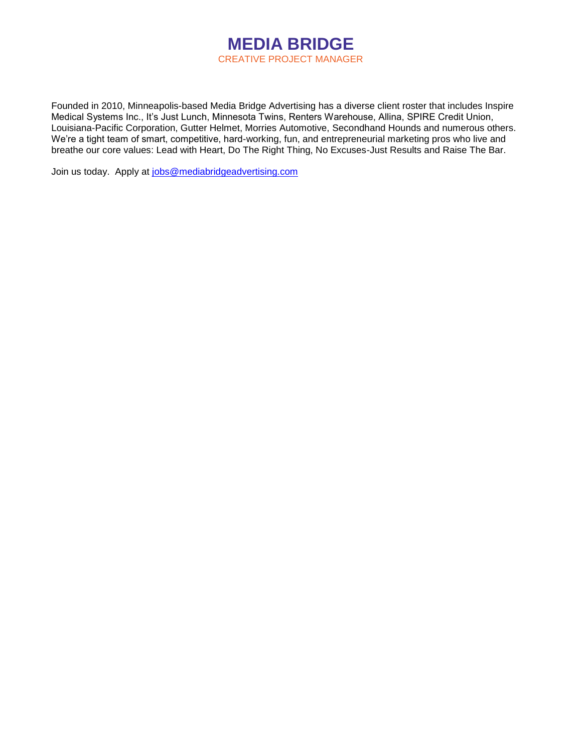# MEDIA BRIDGE

CREATIVE PROJECT MANAGER

Founded in 2010, Minneapolis-based Media Bridge Advertising has a diverse client roster that includes Inspire Medical Systems Inc., It's Just Lunch, Minnesota Twins, Renters Warehouse, Allina, SPIRE Credit Union, Louisiana-Pacific Corporation, Gutter Helmet, Morries Automotive, Secondhand Hounds and numerous others. We're a tight team of smart, competitive, hard-working, fun, and entrepreneurial marketing pros who live and breathe our core values: Lead with Heart, Do The Right Thing, No Excuses-Just Results and Raise The Bar.

Join us today. Apply at jobs@mediabridgeadvertising.com